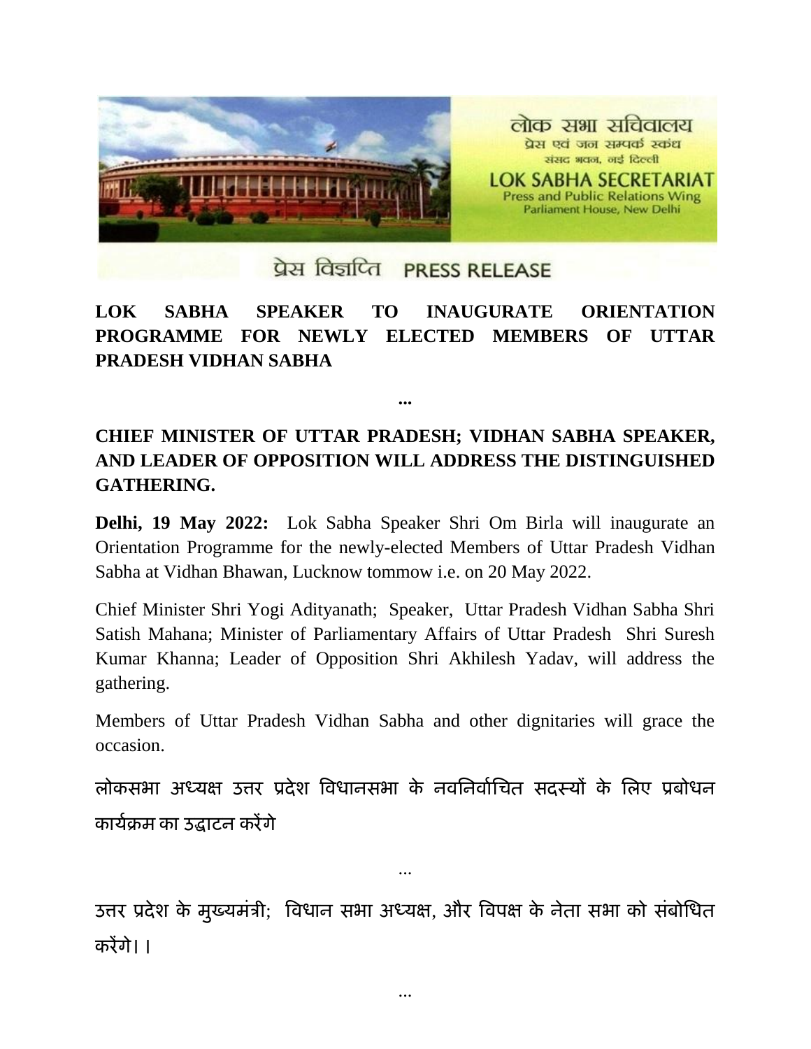लोक सभा सचिवालय
प्रेस एवं जन सम्पर्क स्कंध
संसद भवन, नई दिल्ली

LOK SABHA SECRETARIAT
Press and Public Relations Wing
Parliament House, New Delhi

प्रेस विज्ञप्ति PRESS RELEASE

**LOK SABHA SPEAKER TO INAUGURATE ORIENTATION PROGRAMME FOR NEWLY ELECTED MEMBERS OF UTTAR PRADESH VIDHAN SABHA**

...

**CHIEF MINISTER OF UTTAR PRADESH; VIDHAN SABHA SPEAKER, AND LEADER OF OPPOSITION WILL ADDRESS THE DISTINGUISHED GATHERING.**

**Delhi, 19 May 2022:** Lok Sabha Speaker Shri Om Birla will inaugurate an Orientation Programme for the newly-elected Members of Uttar Pradesh Vidhan Sabha at Vidhan Bhawan, Lucknow tommow i.e. on 20 May 2022.

Chief Minister Shri Yogi Adityanath; Speaker, Uttar Pradesh Vidhan Sabha Shri Satish Mahana; Minister of Parliamentary Affairs of Uttar Pradesh Shri Suresh Kumar Khanna; Leader of Opposition Shri Akhilesh Yadav, will address the gathering.

Members of Uttar Pradesh Vidhan Sabha and other dignitaries will grace the occasion.

लोकसभा अध्यक्ष उत्तर प्रदेश विधानसभा के नवनिर्वाचित सदस्यों के लिए प्रबोधन कार्यक्रम का उद्घाटन करेंगे

...

उत्तर प्रदेश के मुख्यमंत्री; विधान सभा अध्यक्ष, और विपक्ष के नेता सभा को संबोधित करेंगे। ।

...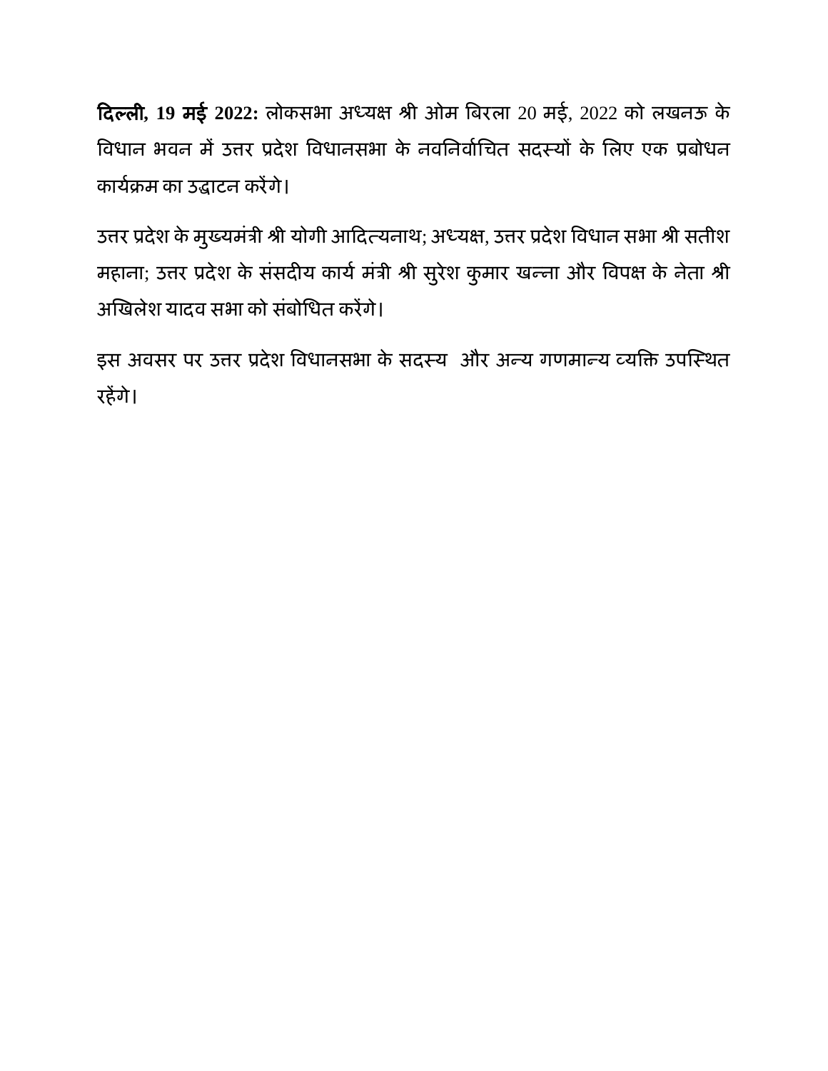**दिल्ली, 19 मई 2022:** लोकसभा अध्यक्ष श्री ओम बिरला 20 मई, 2022 को लखनऊ के विधान भवन में उत्तर प्रदेश विधानसभा के नवनिर्वाचित सदस्यों के लिए एक प्रबोधन कार्यक्रम का उद्घाटन करेंगे।

उत्तर प्रदेश के मुख्यमंत्री श्री योगी आदित्यनाथ; अध्यक्ष, उत्तर प्रदेश विधान सभा श्री सतीश महाना; उत्तर प्रदेश के संसदीय कार्य मंत्री श्री सुरेश कुमार खन्ना और विपक्ष के नेता श्री अखिलेश यादव सभा को संबोधित करेंगे।

इस अवसर पर उत्तर प्रदेश विधानसभा के सदस्य और अन्य गणमान्य व्यक्ति उपस्थित रहेंगे।